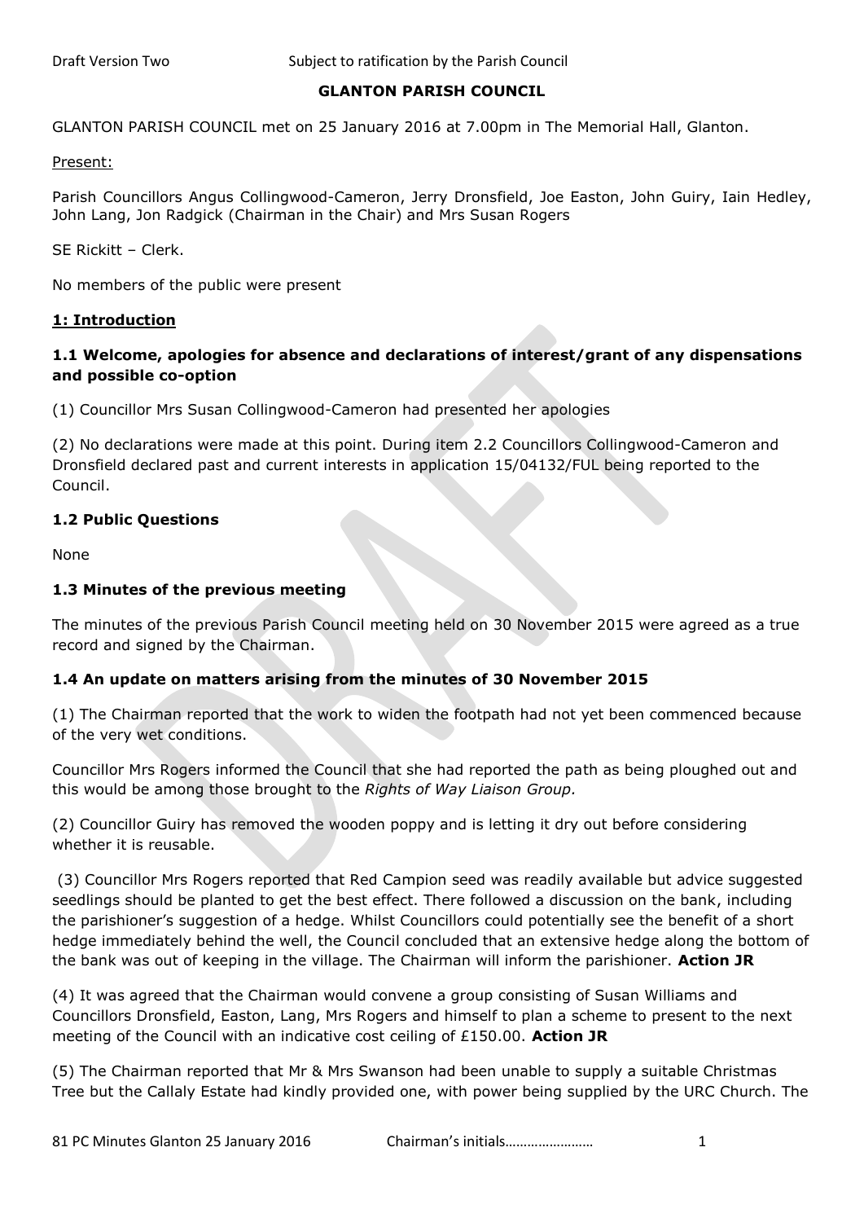# GLANTON PARISH COUNCIL

GLANTON PARISH COUNCIL met on 25 January 2016 at 7.00pm in The Memorial Hall, Glanton.

Present:

Parish Councillors Angus Collingwood-Cameron, Jerry Dronsfield, Joe Easton, John Guiry, Iain Hedley, John Lang, Jon Radgick (Chairman in the Chair) and Mrs Susan Rogers

SE Rickitt – Clerk.

No members of the public were present

## 1: Introduction

### 1.1 Welcome, apologies for absence and declarations of interest/grant of any dispensations and possible co-option

(1) Councillor Mrs Susan Collingwood-Cameron had presented her apologies

(2) No declarations were made at this point. During item 2.2 Councillors Collingwood-Cameron and Dronsfield declared past and current interests in application 15/04132/FUL being reported to the Council.

### 1.2 Public Questions

None

### 1.3 Minutes of the previous meeting

The minutes of the previous Parish Council meeting held on 30 November 2015 were agreed as a true record and signed by the Chairman.

### 1.4 An update on matters arising from the minutes of 30 November 2015

(1) The Chairman reported that the work to widen the footpath had not yet been commenced because of the very wet conditions.

Councillor Mrs Rogers informed the Council that she had reported the path as being ploughed out and this would be among those brought to the *Rights of Way Liaison Group.*

(2) Councillor Guiry has removed the wooden poppy and is letting it dry out before considering whether it is reusable.

(3) Councillor Mrs Rogers reported that Red Campion seed was readily available but advice suggested seedlings should be planted to get the best effect. There followed a discussion on the bank, including the parishioner's suggestion of a hedge. Whilst Councillors could potentially see the benefit of a short hedge immediately behind the well, the Council concluded that an extensive hedge along the bottom of the bank was out of keeping in the village. The Chairman will inform the parishioner. **Action JR**

(4) It was agreed that the Chairman would convene a group consisting of Susan Williams and Councillors Dronsfield, Easton, Lang, Mrs Rogers and himself to plan a scheme to present to the next meeting of the Council with an indicative cost ceiling of £150.00. **Action JR**

(5) The Chairman reported that Mr & Mrs Swanson had been unable to supply a suitable Christmas Tree but the Callaly Estate had kindly provided one, with power being supplied by the URC Church. The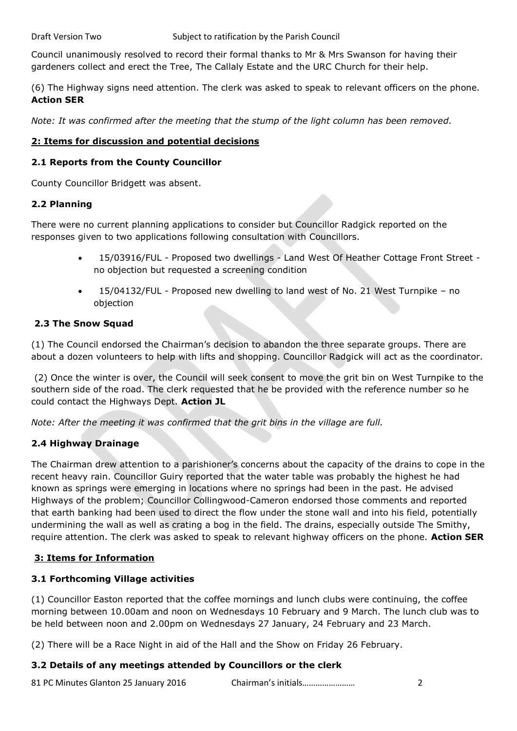Council unanimously resolved to record their formal thanks to Mr & Mrs Swanson for having their gardeners collect and erect the Tree, The Callaly Estate and the URC Church for their help.

(6) The Highway signs need attention. The clerk was asked to speak to relevant officers on the phone. **Action SER**

*Note: It was confirmed after the meeting that the stump of the light column has been removed.*

## 2: Items for discussion and potential decisions

### 2.1 Reports from the County Councillor

County Councillor Bridgett was absent.

### 2.2 Planning

There were no current planning applications to consider but Councillor Radgick reported on the responses given to two applications following consultation with Councillors.

- 15/03916/FUL - Proposed two dwellings - Land West Of Heather Cottage Front Street - no objection but requested a screening condition
- 15/04132/FUL - Proposed new dwelling to land west of No. 21 West Turnpike – no objection

### 2.3 The Snow Squad

(1) The Council endorsed the Chairman's decision to abandon the three separate groups. There are about a dozen volunteers to help with lifts and shopping. Councillor Radgick will act as the coordinator.

(2) Once the winter is over, the Council will seek consent to move the grit bin on West Turnpike to the southern side of the road. The clerk requested that he be provided with the reference number so he could contact the Highways Dept. **Action JL**

*Note: After the meeting it was confirmed that the grit bins in the village are full.*

### 2.4 Highway Drainage

The Chairman drew attention to a parishioner's concerns about the capacity of the drains to cope in the recent heavy rain. Councillor Guiry reported that the water table was probably the highest he had known as springs were emerging in locations where no springs had been in the past. He advised Highways of the problem; Councillor Collingwood-Cameron endorsed those comments and reported that earth banking had been used to direct the flow under the stone wall and into his field, potentially undermining the wall as well as crating a bog in the field. The drains, especially outside The Smithy, require attention. The clerk was asked to speak to relevant highway officers on the phone. **Action SER**

## 3: Items for Information

### 3.1 Forthcoming Village activities

(1) Councillor Easton reported that the coffee mornings and lunch clubs were continuing, the coffee morning between 10.00am and noon on Wednesdays 10 February and 9 March. The lunch club was to be held between noon and 2.00pm on Wednesdays 27 January, 24 February and 23 March.

(2) There will be a Race Night in aid of the Hall and the Show on Friday 26 February.

### 3.2 Details of any meetings attended by Councillors or the clerk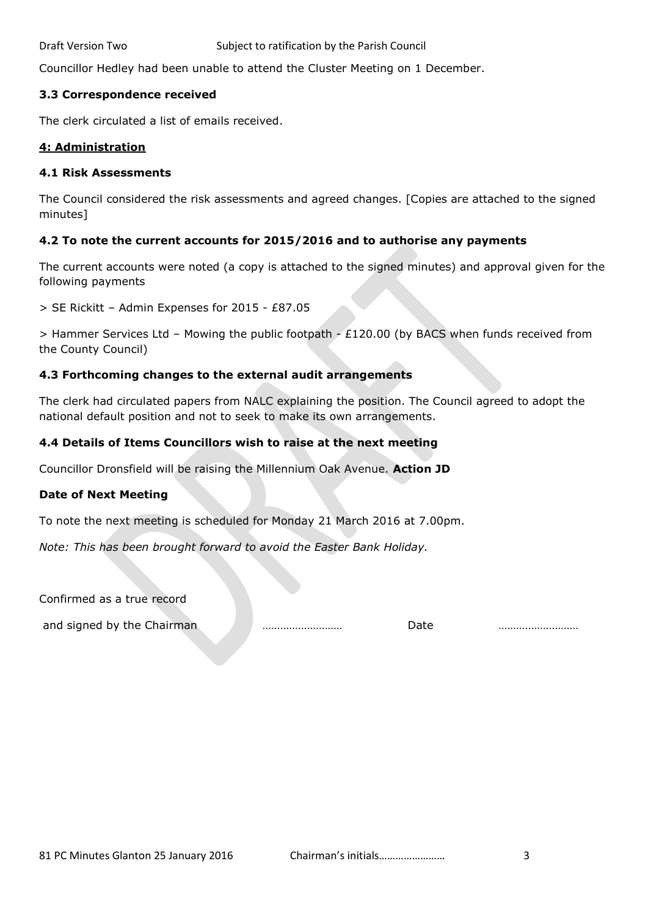Councillor Hedley had been unable to attend the Cluster Meeting on 1 December.

### 3.3 Correspondence received

The clerk circulated a list of emails received.

## 4: Administration

### 4.1 Risk Assessments

The Council considered the risk assessments and agreed changes. [Copies are attached to the signed minutes]

### 4.2 To note the current accounts for 2015/2016 and to authorise any payments

The current accounts were noted (a copy is attached to the signed minutes) and approval given for the following payments

> SE Rickitt – Admin Expenses for 2015 - £87.05

> Hammer Services Ltd – Mowing the public footpath - £120.00 (by BACS when funds received from the County Council)

### 4.3 Forthcoming changes to the external audit arrangements

The clerk had circulated papers from NALC explaining the position. The Council agreed to adopt the national default position and not to seek to make its own arrangements.

### 4.4 Details of Items Councillors wish to raise at the next meeting

Councillor Dronsfield will be raising the Millennium Oak Avenue. **Action JD**

### Date of Next Meeting

To note the next meeting is scheduled for Monday 21 March 2016 at 7.00pm.

*Note: This has been brought forward to avoid the Easter Bank Holiday.*

Confirmed as a true record

and signed by the Chairman ……………………… Date ………………………